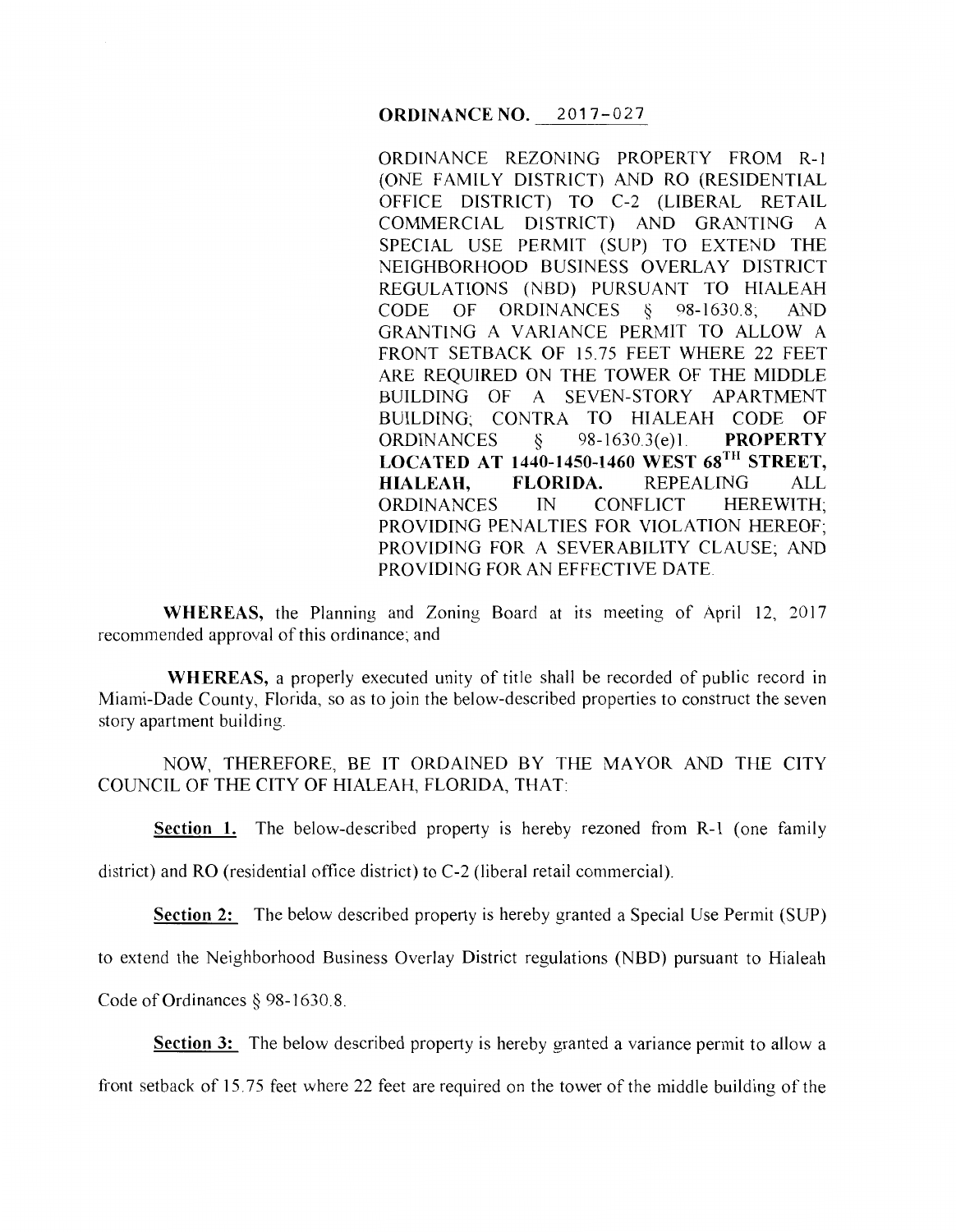**ORDINANCE NO. 2017-027**

ORDINANCE REZONING PROPERTY FROM R-1 (ONE FAMILY DISTRICT) AND RO (RESIDENTIAL OFFICE DISTRICT) TO C-2 (LIBERAL RETAIL COMMERCIAL DISTRICT) AND GRANTING A SPECIAL USE PERMIT (SUP) TO EXTEND THE NEIGHBORHOOD BUSINESS OVERLAY DISTRICT REGULATIONS (NBD) PURSUANT TO HIALEAH CODE OF ORDINANCES § 98-1630.8; AND GRANTING A VARIANCE PERMIT TO ALLOW A FRONT SETBACK OF 15.75 FEET WHERE 22 FEET ARE REQUIRED ON THE TOWER OF THE MIDDLE BUILDING OF A SEVEN-STORY APARTMENT BUILDING; CONTRA TO HIALEAH CODE OF ORDINANCES § 98-1630.3(e)1. **PROPERTY LOCATED AT 1440-1450-1460 WEST 68TH STREET, HIALEAH, FLORIDA.** REPEALING ALL ORDINANCES IN CONFLICT HEREWITH; PROVIDING PENALTIES FOR VIOLATION HEREOF; PROVIDING FOR A SEVERABILITY CLAUSE; AND PROVIDING FOR AN EFFECTIVE DATE.

**WHEREAS,** the Planning and Zoning Board at its meeting of April 12, 2017 recommended approval of this ordinance; and

**WHEREAS,** a properly executed unity of title shall be recorded of public record in Miami-Dade County, Florida, so as to join the below-described properties to construct the seven story apartment building.

NOW, THEREFORE, BE IT ORDAINED BY THE MAYOR AND THE CITY COUNCIL OF THE CITY OF HIALEAH, FLORIDA, THAT:

**Section 1.** The below-described property is hereby rezoned from R-1 (one family district) and RO (residential office district) to C-2 (liberal retail commercial).

**Section 2:** The below described property is hereby granted a Special Use Permit (SUP) to extend the Neighborhood Business Overlay District regulations (NBD) pursuant to Hialeah Code of Ordinances § 98-1630.8.

**Section 3:** The below described property is hereby granted a variance permit to allow a front setback of 15.75 feet where 22 feet are required on the tower of the middle building of the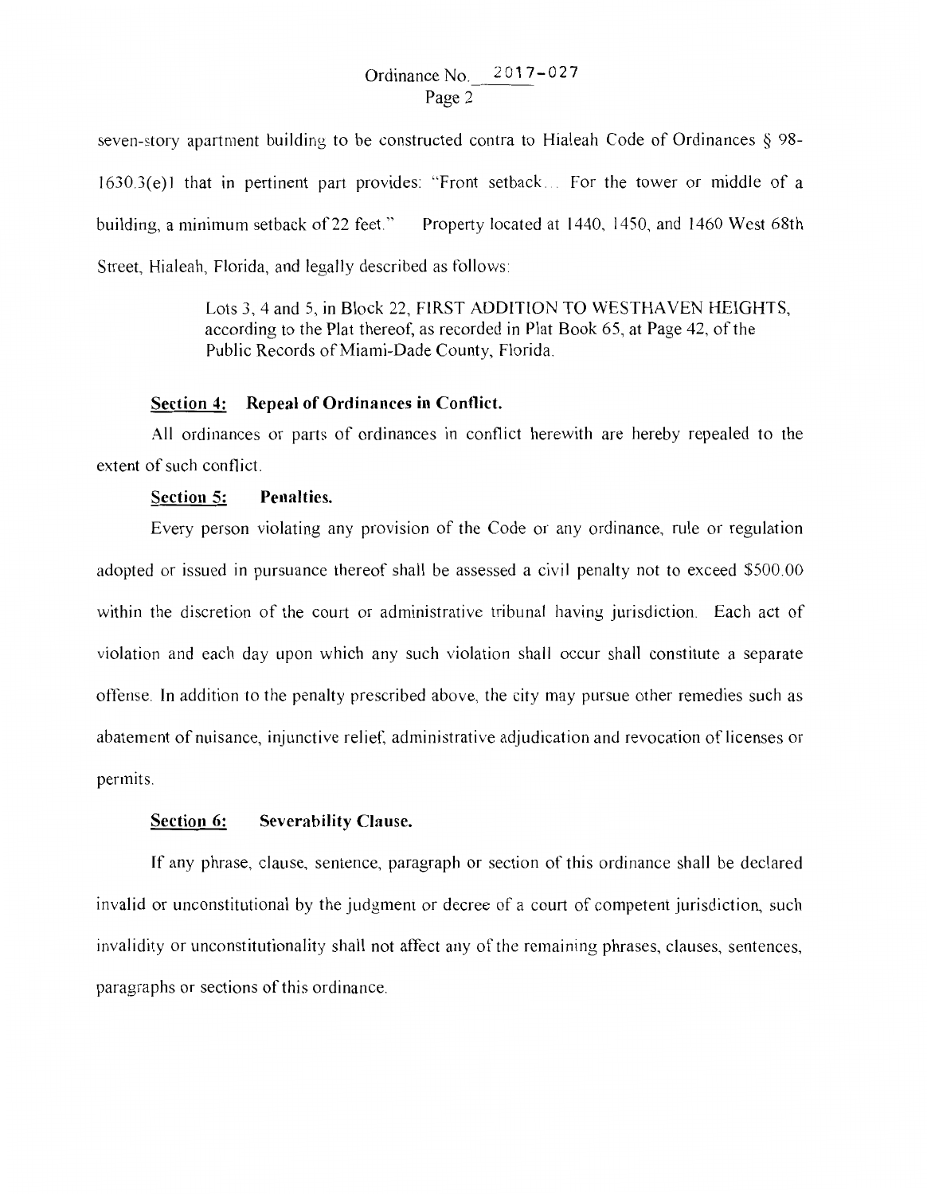seven-story apartment building to be constructed contra to Hialeah Code of Ordinances § 98-1630.3(e)1 that in pertinent part provides: "Front setback... For the tower or middle of a building, a minimum setback of 22 feet." Property located at 1440, 1450, and 1460 West 68th Street, Hialeah, Florida, and legally described as follows:

> Lots 3, 4 and 5, in Block 22, FIRST ADDITION TO WESTHAVEN HEIGHTS, according to the Plat thereof, as recorded in Plat Book 65, at Page 42, of the Public Records of Miami-Dade County, Florida.

**Section 4: Repeal of Ordinances in Conflict.**

All ordinances or parts of ordinances in conflict herewith are hereby repealed to the extent of such conflict.

**Section 5: Penalties.**

Every person violating any provision of the Code or any ordinance, rule or regulation adopted or issued in pursuance thereof shall be assessed a civil penalty not to exceed $500.00 within the discretion of the court or administrative tribunal having jurisdiction. Each act of violation and each day upon which any such violation shall occur shall constitute a separate offense. In addition to the penalty prescribed above, the city may pursue other remedies such as abatement of nuisance, injunctive relief, administrative adjudication and revocation of licenses or permits.

**Section 6: Severability Clause.**

If any phrase, clause, sentence, paragraph or section of this ordinance shall be declared invalid or unconstitutional by the judgment or decree of a court of competent jurisdiction, such invalidity or unconstitutionality shall not affect any of the remaining phrases, clauses, sentences, paragraphs or sections of this ordinance.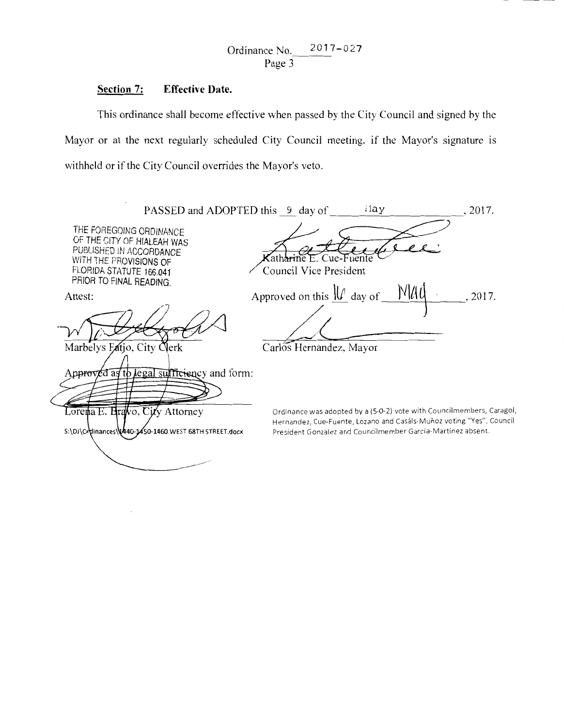Ordinance No. 2017-027
Page 3

**Section 7: Effective Date.**

This ordinance shall become effective when passed by the City Council and signed by the Mayor or at the next regularly scheduled City Council meeting, if the Mayor's signature is withheld or if the City Council overrides the Mayor's veto.

PASSED and ADOPTED this 9 day of May, 2017.

THE FOREGOING ORDINANCE OF THE CITY OF HIALEAH WAS PUBLISHED IN ACCORDANCE WITH THE PROVISIONS OF FLORIDA STATUTE 166.041 PRIOR TO FINAL READING.

Katharine E. Cue-Fuente
Council Vice President

Attest:

Approved on this 16 day of May, 2017.

Marbelys Fatjo, City Clerk

Carlos Hernandez, Mayor

Approved as to legal sufficiency and form:

Lorena E. Bravo, City Attorney

S:\DJ\Ordinances\1440-1450-1460 WEST 68TH STREET.docx

Ordinance was adopted by a (5-0-2) vote with Councilmembers, Caragol, Hernandez, Cue-Fuente, Lozano and Casáls-Muñoz voting "Yes". Council President Gonzalez and Councilmember Garcia-Martinez absent.